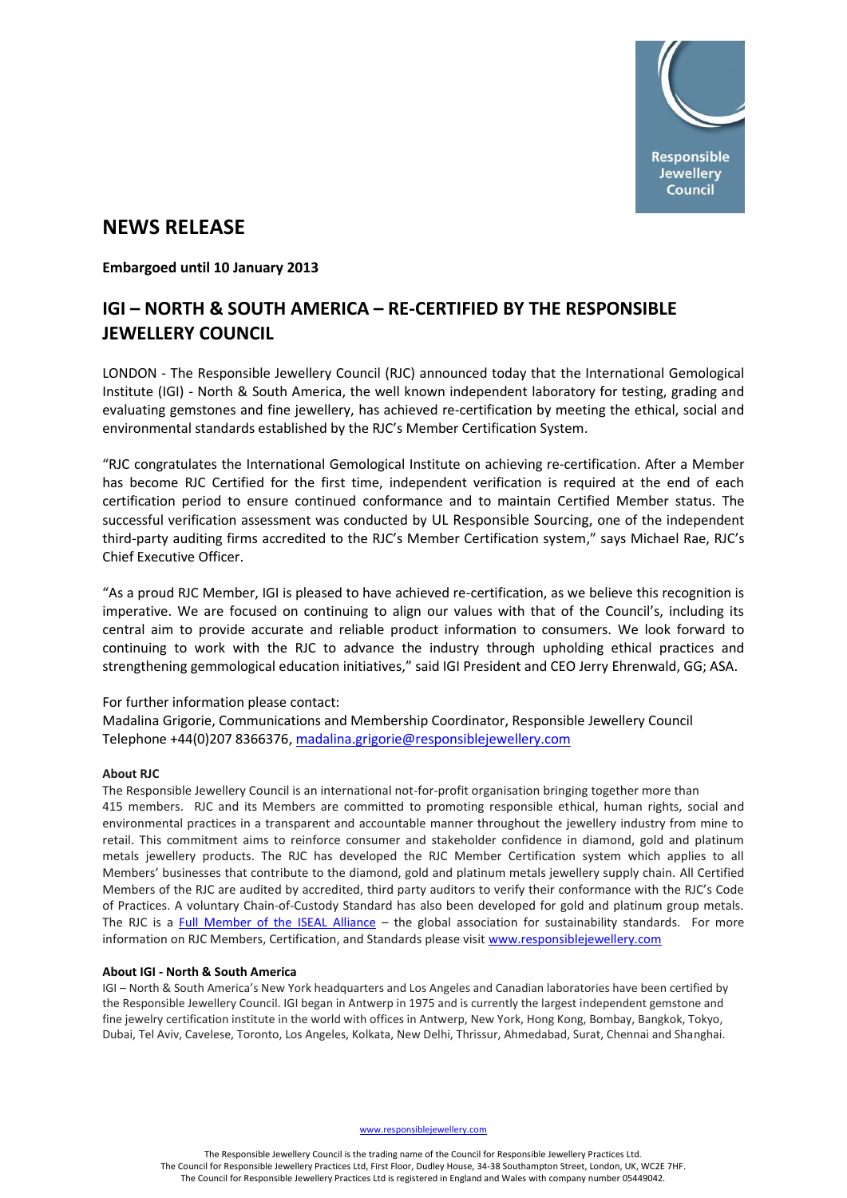Responsible Jewellery Council

# NEWS RELEASE

**Embargoed until 10 January 2013**

## IGI – NORTH & SOUTH AMERICA – RE-CERTIFIED BY THE RESPONSIBLE JEWELLERY COUNCIL

LONDON - The Responsible Jewellery Council (RJC) announced today that the International Gemological Institute (IGI) - North & South America, the well known independent laboratory for testing, grading and evaluating gemstones and fine jewellery, has achieved re-certification by meeting the ethical, social and environmental standards established by the RJC's Member Certification System.

"RJC congratulates the International Gemological Institute on achieving re-certification. After a Member has become RJC Certified for the first time, independent verification is required at the end of each certification period to ensure continued conformance and to maintain Certified Member status. The successful verification assessment was conducted by UL Responsible Sourcing, one of the independent third-party auditing firms accredited to the RJC's Member Certification system," says Michael Rae, RJC's Chief Executive Officer.

"As a proud RJC Member, IGI is pleased to have achieved re-certification, as we believe this recognition is imperative. We are focused on continuing to align our values with that of the Council's, including its central aim to provide accurate and reliable product information to consumers. We look forward to continuing to work with the RJC to advance the industry through upholding ethical practices and strengthening gemmological education initiatives," said IGI President and CEO Jerry Ehrenwald, GG; ASA.

For further information please contact:
Madalina Grigorie, Communications and Membership Coordinator, Responsible Jewellery Council
Telephone +44(0)207 8366376, madalina.grigorie@responsiblejewellery.com

**About RJC**

The Responsible Jewellery Council is an international not-for-profit organisation bringing together more than 415 members. RJC and its Members are committed to promoting responsible ethical, human rights, social and environmental practices in a transparent and accountable manner throughout the jewellery industry from mine to retail. This commitment aims to reinforce consumer and stakeholder confidence in diamond, gold and platinum metals jewellery products. The RJC has developed the RJC Member Certification system which applies to all Members' businesses that contribute to the diamond, gold and platinum metals jewellery supply chain. All Certified Members of the RJC are audited by accredited, third party auditors to verify their conformance with the RJC's Code of Practices. A voluntary Chain-of-Custody Standard has also been developed for gold and platinum group metals. The RJC is a Full Member of the ISEAL Alliance – the global association for sustainability standards. For more information on RJC Members, Certification, and Standards please visit www.responsiblejewellery.com

**About IGI - North & South America**

IGI – North & South America's New York headquarters and Los Angeles and Canadian laboratories have been certified by the Responsible Jewellery Council. IGI began in Antwerp in 1975 and is currently the largest independent gemstone and fine jewelry certification institute in the world with offices in Antwerp, New York, Hong Kong, Bombay, Bangkok, Tokyo, Dubai, Tel Aviv, Cavelese, Toronto, Los Angeles, Kolkata, New Delhi, Thrissur, Ahmedabad, Surat, Chennai and Shanghai.

www.responsiblejewellery.com

The Responsible Jewellery Council is the trading name of the Council for Responsible Jewellery Practices Ltd.
The Council for Responsible Jewellery Practices Ltd, First Floor, Dudley House, 34-38 Southampton Street, London, UK, WC2E 7HF.
The Council for Responsible Jewellery Practices Ltd is registered in England and Wales with company number 05449042.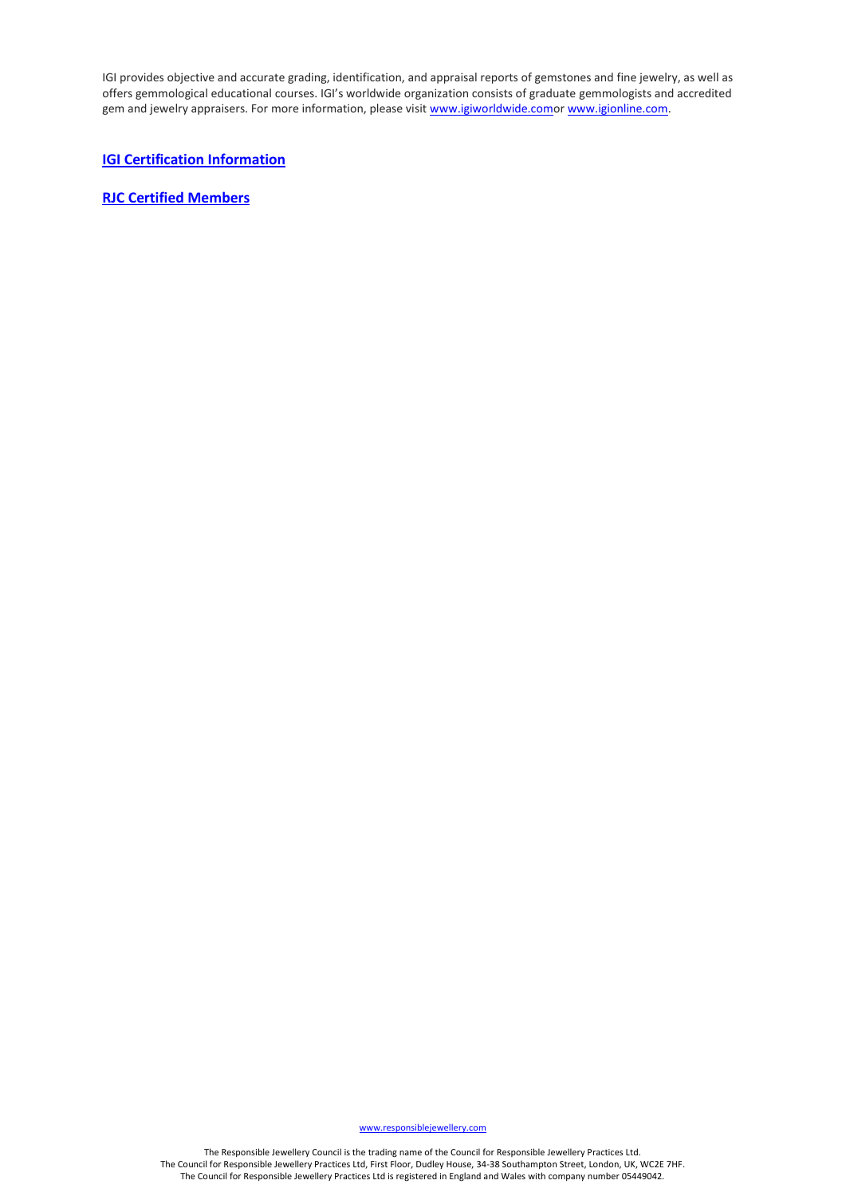IGI provides objective and accurate grading, identification, and appraisal reports of gemstones and fine jewelry, as well as offers gemmological educational courses. IGI's worldwide organization consists of graduate gemmologists and accredited gem and jewelry appraisers. For more information, please visit www.igiworldwide.comor www.igionline.com.

**IGI Certification Information**

**RJC Certified Members**

www.responsiblejewellery.com

The Responsible Jewellery Council is the trading name of the Council for Responsible Jewellery Practices Ltd.
The Council for Responsible Jewellery Practices Ltd, First Floor, Dudley House, 34-38 Southampton Street, London, UK, WC2E 7HF.
The Council for Responsible Jewellery Practices Ltd is registered in England and Wales with company number 05449042.